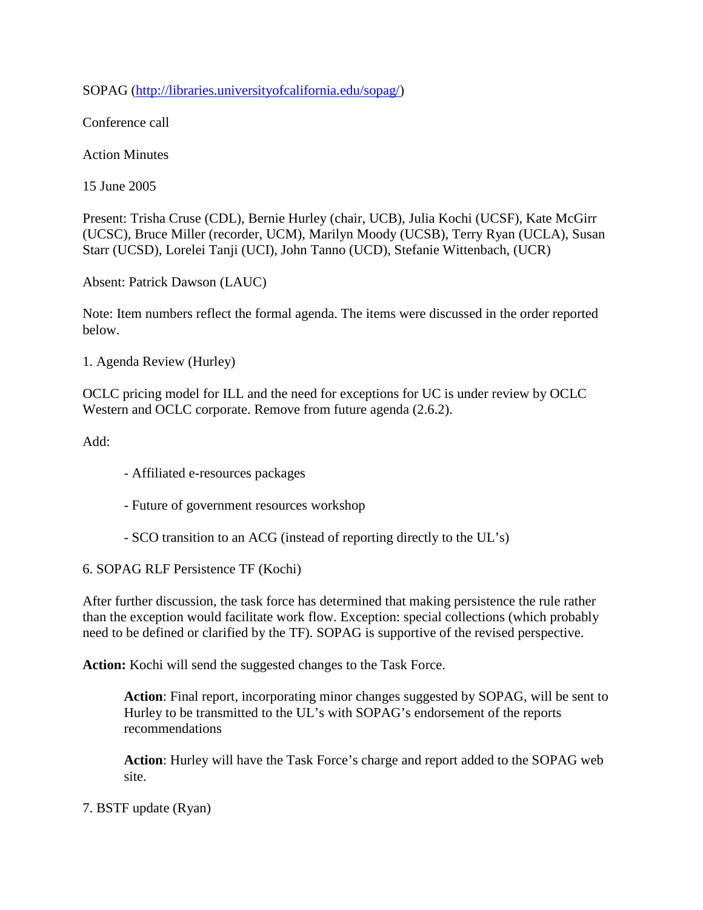SOPAG (http://libraries.universityofcalifornia.edu/sopag/)

Conference call

Action Minutes

15 June 2005

Present: Trisha Cruse (CDL), Bernie Hurley (chair, UCB), Julia Kochi (UCSF), Kate McGirr (UCSC), Bruce Miller (recorder, UCM), Marilyn Moody (UCSB), Terry Ryan (UCLA), Susan Starr (UCSD), Lorelei Tanji (UCI), John Tanno (UCD), Stefanie Wittenbach, (UCR)

Absent: Patrick Dawson (LAUC)

Note: Item numbers reflect the formal agenda. The items were discussed in the order reported below.

1. Agenda Review (Hurley)

OCLC pricing model for ILL and the need for exceptions for UC is under review by OCLC Western and OCLC corporate. Remove from future agenda (2.6.2).

Add:

- Affiliated e-resources packages
- Future of government resources workshop
- SCO transition to an ACG (instead of reporting directly to the UL's)

6. SOPAG RLF Persistence TF (Kochi)

After further discussion, the task force has determined that making persistence the rule rather than the exception would facilitate work flow. Exception: special collections (which probably need to be defined or clarified by the TF). SOPAG is supportive of the revised perspective.

**Action:** Kochi will send the suggested changes to the Task Force.

> **Action**: Final report, incorporating minor changes suggested by SOPAG, will be sent to Hurley to be transmitted to the UL's with SOPAG's endorsement of the reports recommendations
>
> **Action**: Hurley will have the Task Force's charge and report added to the SOPAG web site.

7. BSTF update (Ryan)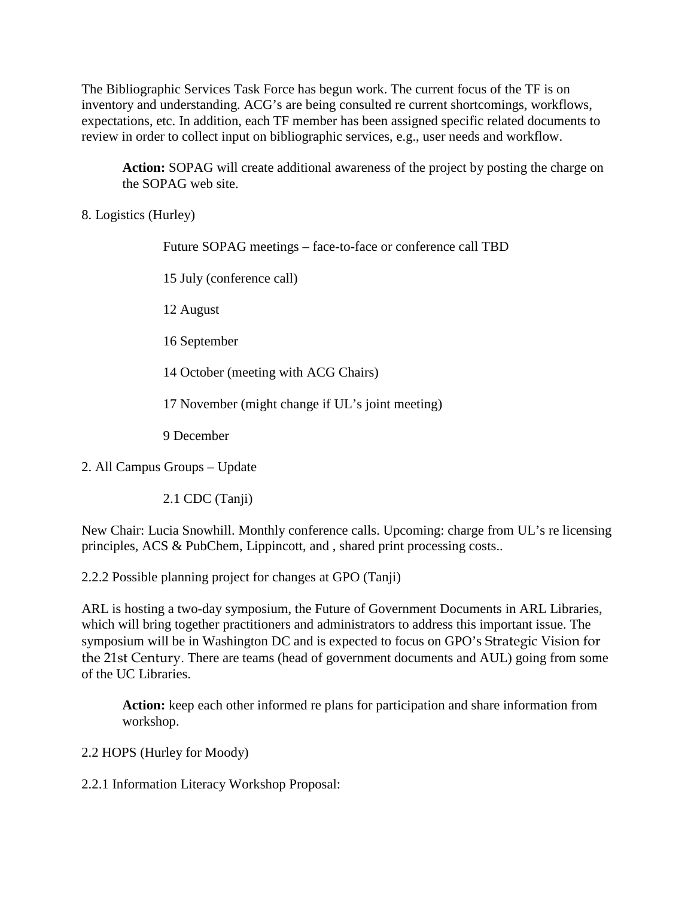The Bibliographic Services Task Force has begun work. The current focus of the TF is on inventory and understanding. ACG's are being consulted re current shortcomings, workflows, expectations, etc. In addition, each TF member has been assigned specific related documents to review in order to collect input on bibliographic services, e.g., user needs and workflow.

> **Action:** SOPAG will create additional awareness of the project by posting the charge on the SOPAG web site.

8. Logistics (Hurley)

Future SOPAG meetings – face-to-face or conference call TBD

15 July (conference call)

12 August

16 September

14 October (meeting with ACG Chairs)

17 November (might change if UL's joint meeting)

9 December

2. All Campus Groups – Update

2.1 CDC (Tanji)

New Chair: Lucia Snowhill. Monthly conference calls. Upcoming: charge from UL's re licensing principles, ACS & PubChem, Lippincott, and , shared print processing costs..

2.2.2 Possible planning project for changes at GPO (Tanji)

ARL is hosting a two-day symposium, the Future of Government Documents in ARL Libraries, which will bring together practitioners and administrators to address this important issue. The symposium will be in Washington DC and is expected to focus on GPO's Strategic Vision for the 21st Century. There are teams (head of government documents and AUL) going from some of the UC Libraries.

> **Action:** keep each other informed re plans for participation and share information from workshop.

2.2 HOPS (Hurley for Moody)

2.2.1 Information Literacy Workshop Proposal: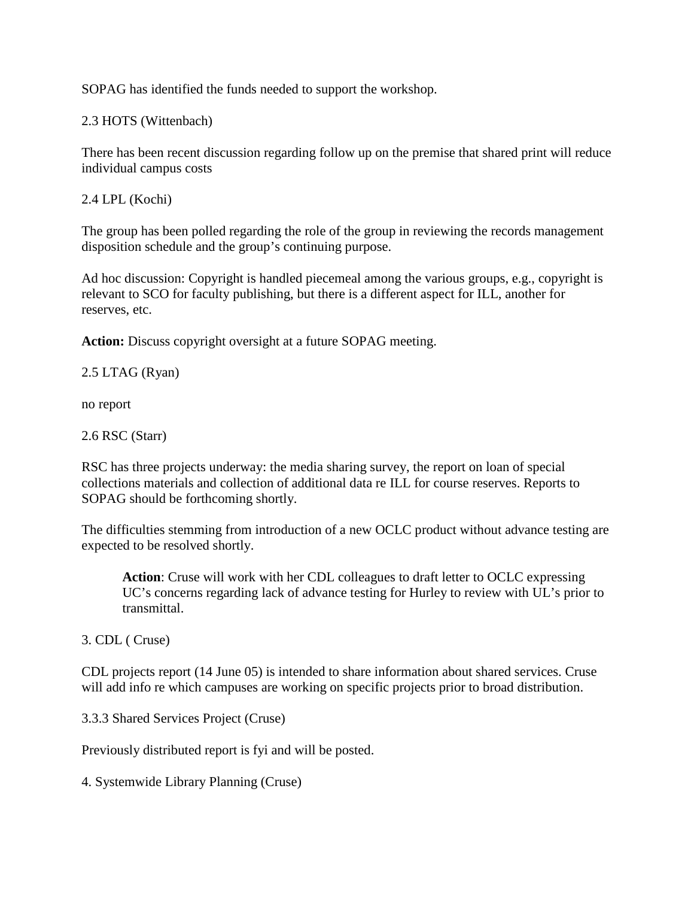SOPAG has identified the funds needed to support the workshop.

2.3 HOTS (Wittenbach)

There has been recent discussion regarding follow up on the premise that shared print will reduce individual campus costs

2.4 LPL (Kochi)

The group has been polled regarding the role of the group in reviewing the records management disposition schedule and the group's continuing purpose.

Ad hoc discussion: Copyright is handled piecemeal among the various groups, e.g., copyright is relevant to SCO for faculty publishing, but there is a different aspect for ILL, another for reserves, etc.

**Action:** Discuss copyright oversight at a future SOPAG meeting.

2.5 LTAG (Ryan)

no report

2.6 RSC (Starr)

RSC has three projects underway: the media sharing survey, the report on loan of special collections materials and collection of additional data re ILL for course reserves. Reports to SOPAG should be forthcoming shortly.

The difficulties stemming from introduction of a new OCLC product without advance testing are expected to be resolved shortly.

> **Action**: Cruse will work with her CDL colleagues to draft letter to OCLC expressing UC's concerns regarding lack of advance testing for Hurley to review with UL's prior to transmittal.

3. CDL ( Cruse)

CDL projects report (14 June 05) is intended to share information about shared services. Cruse will add info re which campuses are working on specific projects prior to broad distribution.

3.3.3 Shared Services Project (Cruse)

Previously distributed report is fyi and will be posted.

4. Systemwide Library Planning (Cruse)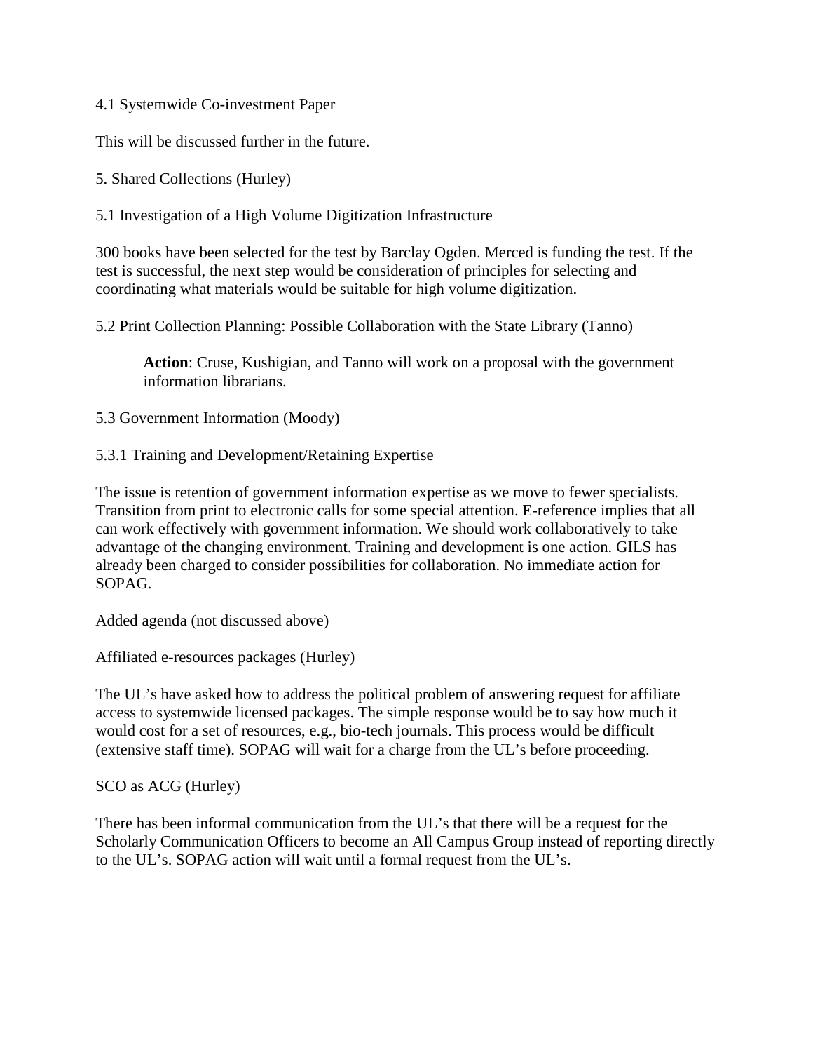4.1 Systemwide Co-investment Paper

This will be discussed further in the future.

5. Shared Collections (Hurley)

5.1 Investigation of a High Volume Digitization Infrastructure

300 books have been selected for the test by Barclay Ogden. Merced is funding the test. If the test is successful, the next step would be consideration of principles for selecting and coordinating what materials would be suitable for high volume digitization.

5.2 Print Collection Planning: Possible Collaboration with the State Library (Tanno)

> **Action**: Cruse, Kushigian, and Tanno will work on a proposal with the government information librarians.

5.3 Government Information (Moody)

5.3.1 Training and Development/Retaining Expertise

The issue is retention of government information expertise as we move to fewer specialists. Transition from print to electronic calls for some special attention. E-reference implies that all can work effectively with government information. We should work collaboratively to take advantage of the changing environment. Training and development is one action. GILS has already been charged to consider possibilities for collaboration. No immediate action for SOPAG.

Added agenda (not discussed above)

Affiliated e-resources packages (Hurley)

The UL's have asked how to address the political problem of answering request for affiliate access to systemwide licensed packages. The simple response would be to say how much it would cost for a set of resources, e.g., bio-tech journals. This process would be difficult (extensive staff time). SOPAG will wait for a charge from the UL's before proceeding.

SCO as ACG (Hurley)

There has been informal communication from the UL's that there will be a request for the Scholarly Communication Officers to become an All Campus Group instead of reporting directly to the UL's. SOPAG action will wait until a formal request from the UL's.